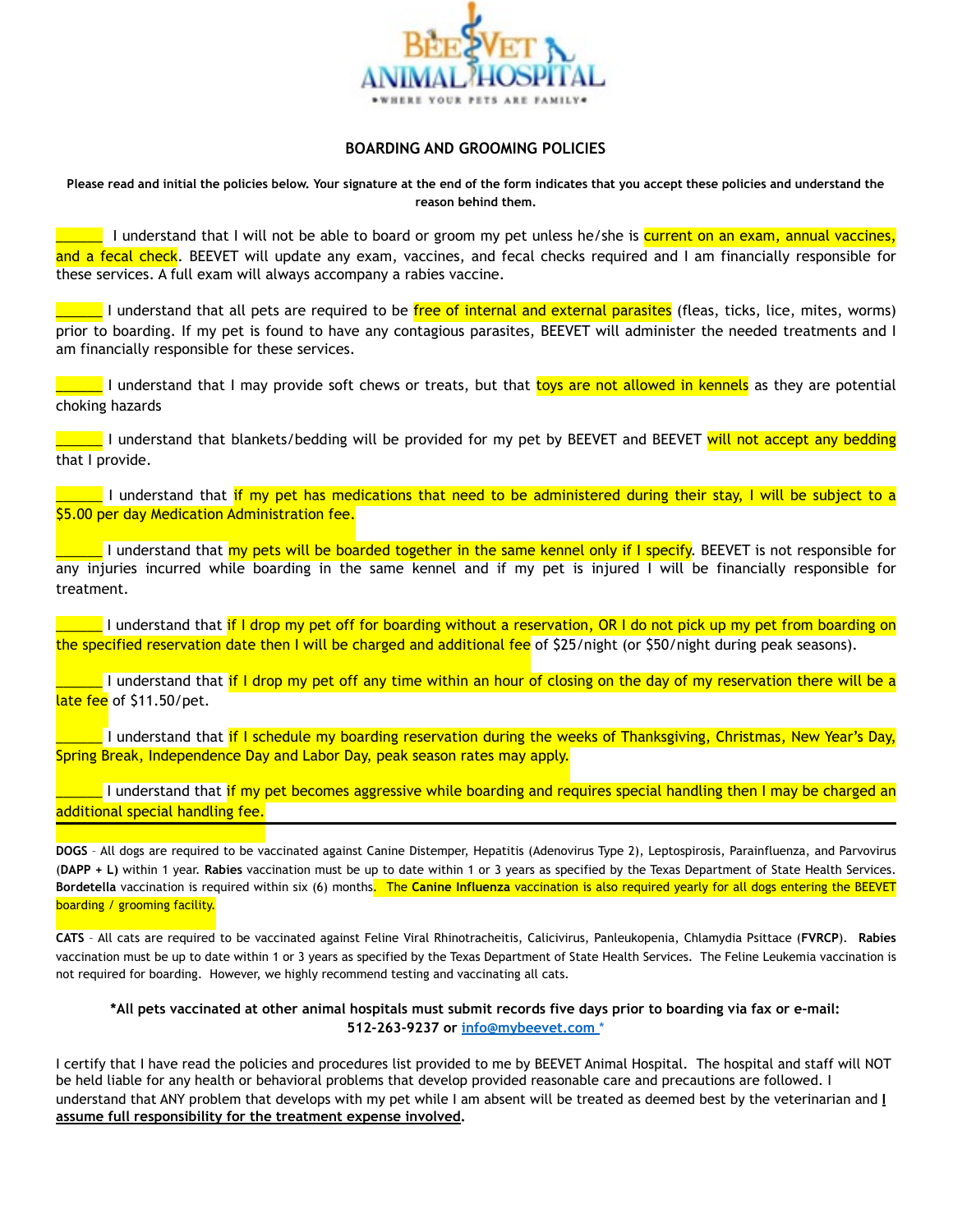BEEVET ANIMAL HOSPITAL

•WHERE YOUR PETS ARE FAMILY•

## BOARDING AND GROOMING POLICIES

**Please read and initial the policies below. Your signature at the end of the form indicates that you accept these policies and understand the reason behind them.**

______ I understand that I will not be able to board or groom my pet unless he/she is current on an exam, annual vaccines, and a fecal check. BEEVET will update any exam, vaccines, and fecal checks required and I am financially responsible for these services. A full exam will always accompany a rabies vaccine.

______ I understand that all pets are required to be free of internal and external parasites (fleas, ticks, lice, mites, worms) prior to boarding. If my pet is found to have any contagious parasites, BEEVET will administer the needed treatments and I am financially responsible for these services.

______ I understand that I may provide soft chews or treats, but that toys are not allowed in kennels as they are potential choking hazards

______ I understand that blankets/bedding will be provided for my pet by BEEVET and BEEVET will not accept any bedding that I provide.

______ I understand that if my pet has medications that need to be administered during their stay, I will be subject to a $5.00 per day Medication Administration fee.

______ I understand that my pets will be boarded together in the same kennel only if I specify. BEEVET is not responsible for any injuries incurred while boarding in the same kennel and if my pet is injured I will be financially responsible for treatment.

______ I understand that if I drop my pet off for boarding without a reservation, OR I do not pick up my pet from boarding on the specified reservation date then I will be charged and additional fee of $25/night (or $50/night during peak seasons).

______ I understand that if I drop my pet off any time within an hour of closing on the day of my reservation there will be a late fee of $11.50/pet.

______ I understand that if I schedule my boarding reservation during the weeks of Thanksgiving, Christmas, New Year's Day, Spring Break, Independence Day and Labor Day, peak season rates may apply.

______ I understand that if my pet becomes aggressive while boarding and requires special handling then I may be charged an additional special handling fee.

---

**DOGS** – All dogs are required to be vaccinated against Canine Distemper, Hepatitis (Adenovirus Type 2), Leptospirosis, Parainfluenza, and Parvovirus (**DAPP + L)** within 1 year. **Rabies** vaccination must be up to date within 1 or 3 years as specified by the Texas Department of State Health Services. **Bordetella** vaccination is required within six (6) months. The **Canine Influenza** vaccination is also required yearly for all dogs entering the BEEVET boarding / grooming facility.

**CATS** – All cats are required to be vaccinated against Feline Viral Rhinotracheitis, Calicivirus, Panleukopenia, Chlamydia Psittace (**FVRCP**). **Rabies** vaccination must be up to date within 1 or 3 years as specified by the Texas Department of State Health Services. The Feline Leukemia vaccination is not required for boarding. However, we highly recommend testing and vaccinating all cats.

**\*All pets vaccinated at other animal hospitals must submit records five days prior to boarding via fax or e-mail: 512-263-9237 or info@mybeevet.com \***

I certify that I have read the policies and procedures list provided to me by BEEVET Animal Hospital. The hospital and staff will NOT be held liable for any health or behavioral problems that develop provided reasonable care and precautions are followed. I understand that ANY problem that develops with my pet while I am absent will be treated as deemed best by the veterinarian and **I assume full responsibility for the treatment expense involved.**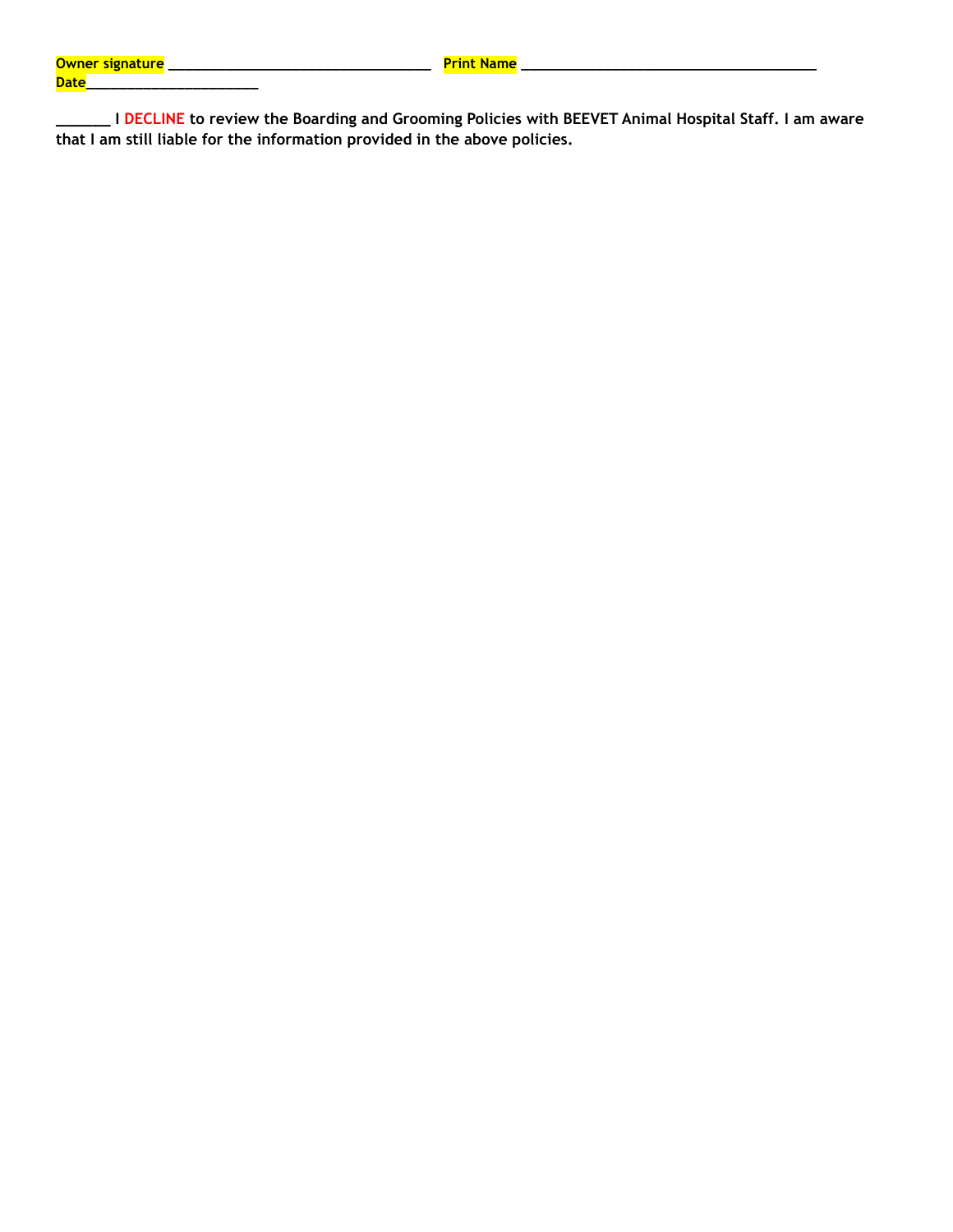**Owner signature \_\_\_\_\_\_\_\_\_\_\_\_\_\_\_\_\_\_\_\_\_\_\_\_\_\_\_\_\_\_\_\_\_\_\_ Print Name \_\_\_\_\_\_\_\_\_\_\_\_\_\_\_\_\_\_\_\_\_\_\_\_\_\_\_\_\_\_\_\_\_\_\_\_\_\_\_**
**Date\_\_\_\_\_\_\_\_\_\_\_\_\_\_\_\_\_\_\_\_\_\_\_**

**\_\_\_\_\_\_\_ I DECLINE to review the Boarding and Grooming Policies with BEEVET Animal Hospital Staff. I am aware that I am still liable for the information provided in the above policies.**